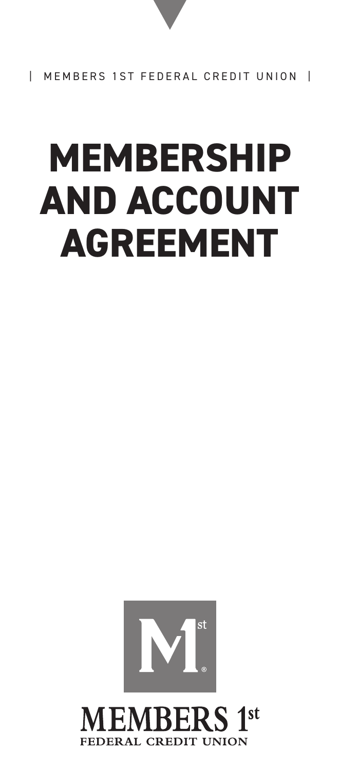| MEMBERS 1ST FEDERAL CREDIT UNION |

# MEMBERSHIP AND ACCOUNT AGREEMENT

MEMBERS 1st
FEDERAL CREDIT UNION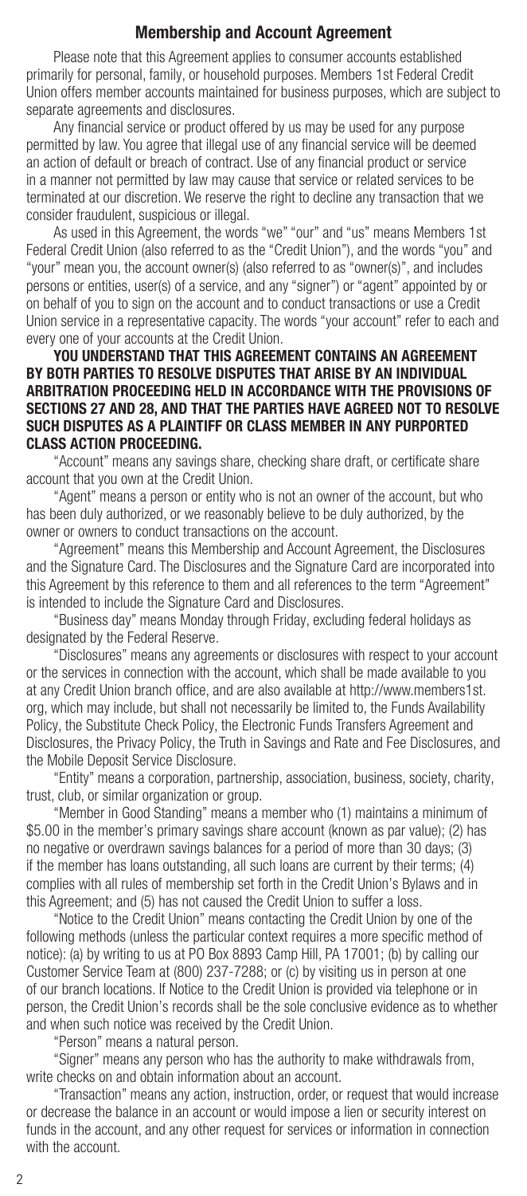## Membership and Account Agreement

Please note that this Agreement applies to consumer accounts established primarily for personal, family, or household purposes. Members 1st Federal Credit Union offers member accounts maintained for business purposes, which are subject to separate agreements and disclosures.

Any financial service or product offered by us may be used for any purpose permitted by law. You agree that illegal use of any financial service will be deemed an action of default or breach of contract. Use of any financial product or service in a manner not permitted by law may cause that service or related services to be terminated at our discretion. We reserve the right to decline any transaction that we consider fraudulent, suspicious or illegal.

As used in this Agreement, the words "we" "our" and "us" means Members 1st Federal Credit Union (also referred to as the "Credit Union"), and the words "you" and "your" mean you, the account owner(s) (also referred to as "owner(s)", and includes persons or entities, user(s) of a service, and any "signer") or "agent" appointed by or on behalf of you to sign on the account and to conduct transactions or use a Credit Union service in a representative capacity. The words "your account" refer to each and every one of your accounts at the Credit Union.

**YOU UNDERSTAND THAT THIS AGREEMENT CONTAINS AN AGREEMENT BY BOTH PARTIES TO RESOLVE DISPUTES THAT ARISE BY AN INDIVIDUAL ARBITRATION PROCEEDING HELD IN ACCORDANCE WITH THE PROVISIONS OF SECTIONS 27 AND 28, AND THAT THE PARTIES HAVE AGREED NOT TO RESOLVE SUCH DISPUTES AS A PLAINTIFF OR CLASS MEMBER IN ANY PURPORTED CLASS ACTION PROCEEDING.**

"Account" means any savings share, checking share draft, or certificate share account that you own at the Credit Union.

"Agent" means a person or entity who is not an owner of the account, but who has been duly authorized, or we reasonably believe to be duly authorized, by the owner or owners to conduct transactions on the account.

"Agreement" means this Membership and Account Agreement, the Disclosures and the Signature Card. The Disclosures and the Signature Card are incorporated into this Agreement by this reference to them and all references to the term "Agreement" is intended to include the Signature Card and Disclosures.

"Business day" means Monday through Friday, excluding federal holidays as designated by the Federal Reserve.

"Disclosures" means any agreements or disclosures with respect to your account or the services in connection with the account, which shall be made available to you at any Credit Union branch office, and are also available at http://www.members1st.org, which may include, but shall not necessarily be limited to, the Funds Availability Policy, the Substitute Check Policy, the Electronic Funds Transfers Agreement and Disclosures, the Privacy Policy, the Truth in Savings and Rate and Fee Disclosures, and the Mobile Deposit Service Disclosure.

"Entity" means a corporation, partnership, association, business, society, charity, trust, club, or similar organization or group.

"Member in Good Standing" means a member who (1) maintains a minimum of $5.00 in the member's primary savings share account (known as par value); (2) has no negative or overdrawn savings balances for a period of more than 30 days; (3) if the member has loans outstanding, all such loans are current by their terms; (4) complies with all rules of membership set forth in the Credit Union's Bylaws and in this Agreement; and (5) has not caused the Credit Union to suffer a loss.

"Notice to the Credit Union" means contacting the Credit Union by one of the following methods (unless the particular context requires a more specific method of notice): (a) by writing to us at PO Box 8893 Camp Hill, PA 17001; (b) by calling our Customer Service Team at (800) 237-7288; or (c) by visiting us in person at one of our branch locations. If Notice to the Credit Union is provided via telephone or in person, the Credit Union's records shall be the sole conclusive evidence as to whether and when such notice was received by the Credit Union.

"Person" means a natural person.

"Signer" means any person who has the authority to make withdrawals from, write checks on and obtain information about an account.

"Transaction" means any action, instruction, order, or request that would increase or decrease the balance in an account or would impose a lien or security interest on funds in the account, and any other request for services or information in connection with the account.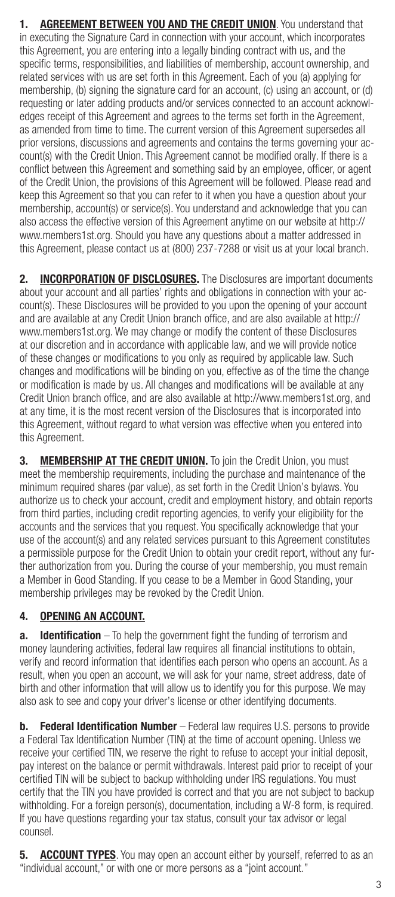**1. <u>AGREEMENT BETWEEN YOU AND THE CREDIT UNION</u>**. You understand that in executing the Signature Card in connection with your account, which incorporates this Agreement, you are entering into a legally binding contract with us, and the specific terms, responsibilities, and liabilities of membership, account ownership, and related services with us are set forth in this Agreement. Each of you (a) applying for membership, (b) signing the signature card for an account, (c) using an account, or (d) requesting or later adding products and/or services connected to an account acknowledges receipt of this Agreement and agrees to the terms set forth in the Agreement, as amended from time to time. The current version of this Agreement supersedes all prior versions, discussions and agreements and contains the terms governing your account(s) with the Credit Union. This Agreement cannot be modified orally. If there is a conflict between this Agreement and something said by an employee, officer, or agent of the Credit Union, the provisions of this Agreement will be followed. Please read and keep this Agreement so that you can refer to it when you have a question about your membership, account(s) or service(s). You understand and acknowledge that you can also access the effective version of this Agreement anytime on our website at http://www.members1st.org. Should you have any questions about a matter addressed in this Agreement, please contact us at (800) 237-7288 or visit us at your local branch.

**2. <u>INCORPORATION OF DISCLOSURES.</u>** The Disclosures are important documents about your account and all parties' rights and obligations in connection with your account(s). These Disclosures will be provided to you upon the opening of your account and are available at any Credit Union branch office, and are also available at http://www.members1st.org. We may change or modify the content of these Disclosures at our discretion and in accordance with applicable law, and we will provide notice of these changes or modifications to you only as required by applicable law. Such changes and modifications will be binding on you, effective as of the time the change or modification is made by us. All changes and modifications will be available at any Credit Union branch office, and are also available at http://www.members1st.org, and at any time, it is the most recent version of the Disclosures that is incorporated into this Agreement, without regard to what version was effective when you entered into this Agreement.

**3. <u>MEMBERSHIP AT THE CREDIT UNION.</u>** To join the Credit Union, you must meet the membership requirements, including the purchase and maintenance of the minimum required shares (par value), as set forth in the Credit Union's bylaws. You authorize us to check your account, credit and employment history, and obtain reports from third parties, including credit reporting agencies, to verify your eligibility for the accounts and the services that you request. You specifically acknowledge that your use of the account(s) and any related services pursuant to this Agreement constitutes a permissible purpose for the Credit Union to obtain your credit report, without any further authorization from you. During the course of your membership, you must remain a Member in Good Standing. If you cease to be a Member in Good Standing, your membership privileges may be revoked by the Credit Union.

**4. <u>OPENING AN ACCOUNT.</u>**

**a. Identification** – To help the government fight the funding of terrorism and money laundering activities, federal law requires all financial institutions to obtain, verify and record information that identifies each person who opens an account. As a result, when you open an account, we will ask for your name, street address, date of birth and other information that will allow us to identify you for this purpose. We may also ask to see and copy your driver's license or other identifying documents.

**b. Federal Identification Number** – Federal law requires U.S. persons to provide a Federal Tax Identification Number (TIN) at the time of account opening. Unless we receive your certified TIN, we reserve the right to refuse to accept your initial deposit, pay interest on the balance or permit withdrawals. Interest paid prior to receipt of your certified TIN will be subject to backup withholding under IRS regulations. You must certify that the TIN you have provided is correct and that you are not subject to backup withholding. For a foreign person(s), documentation, including a W-8 form, is required. If you have questions regarding your tax status, consult your tax advisor or legal counsel.

**5. <u>ACCOUNT TYPES</u>**. You may open an account either by yourself, referred to as an "individual account," or with one or more persons as a "joint account."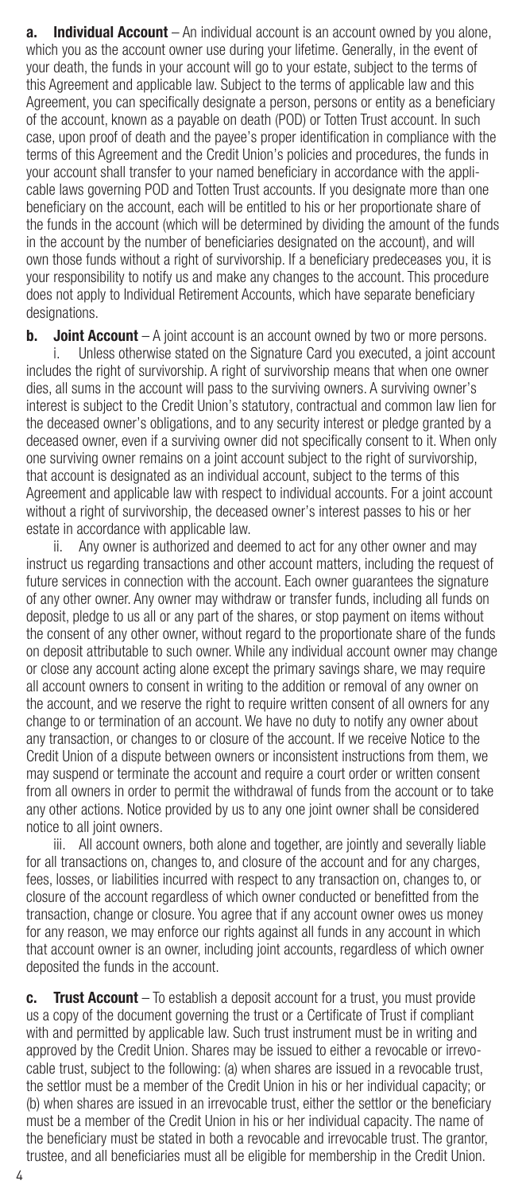**a. Individual Account** – An individual account is an account owned by you alone, which you as the account owner use during your lifetime. Generally, in the event of your death, the funds in your account will go to your estate, subject to the terms of this Agreement and applicable law. Subject to the terms of applicable law and this Agreement, you can specifically designate a person, persons or entity as a beneficiary of the account, known as a payable on death (POD) or Totten Trust account. In such case, upon proof of death and the payee's proper identification in compliance with the terms of this Agreement and the Credit Union's policies and procedures, the funds in your account shall transfer to your named beneficiary in accordance with the applicable laws governing POD and Totten Trust accounts. If you designate more than one beneficiary on the account, each will be entitled to his or her proportionate share of the funds in the account (which will be determined by dividing the amount of the funds in the account by the number of beneficiaries designated on the account), and will own those funds without a right of survivorship. If a beneficiary predeceases you, it is your responsibility to notify us and make any changes to the account. This procedure does not apply to Individual Retirement Accounts, which have separate beneficiary designations.

**b. Joint Account** – A joint account is an account owned by two or more persons.

i. Unless otherwise stated on the Signature Card you executed, a joint account includes the right of survivorship. A right of survivorship means that when one owner dies, all sums in the account will pass to the surviving owners. A surviving owner's interest is subject to the Credit Union's statutory, contractual and common law lien for the deceased owner's obligations, and to any security interest or pledge granted by a deceased owner, even if a surviving owner did not specifically consent to it. When only one surviving owner remains on a joint account subject to the right of survivorship, that account is designated as an individual account, subject to the terms of this Agreement and applicable law with respect to individual accounts. For a joint account without a right of survivorship, the deceased owner's interest passes to his or her estate in accordance with applicable law.

ii. Any owner is authorized and deemed to act for any other owner and may instruct us regarding transactions and other account matters, including the request of future services in connection with the account. Each owner guarantees the signature of any other owner. Any owner may withdraw or transfer funds, including all funds on deposit, pledge to us all or any part of the shares, or stop payment on items without the consent of any other owner, without regard to the proportionate share of the funds on deposit attributable to such owner. While any individual account owner may change or close any account acting alone except the primary savings share, we may require all account owners to consent in writing to the addition or removal of any owner on the account, and we reserve the right to require written consent of all owners for any change to or termination of an account. We have no duty to notify any owner about any transaction, or changes to or closure of the account. If we receive Notice to the Credit Union of a dispute between owners or inconsistent instructions from them, we may suspend or terminate the account and require a court order or written consent from all owners in order to permit the withdrawal of funds from the account or to take any other actions. Notice provided by us to any one joint owner shall be considered notice to all joint owners.

iii. All account owners, both alone and together, are jointly and severally liable for all transactions on, changes to, and closure of the account and for any charges, fees, losses, or liabilities incurred with respect to any transaction on, changes to, or closure of the account regardless of which owner conducted or benefitted from the transaction, change or closure. You agree that if any account owner owes us money for any reason, we may enforce our rights against all funds in any account in which that account owner is an owner, including joint accounts, regardless of which owner deposited the funds in the account.

**c. Trust Account** – To establish a deposit account for a trust, you must provide us a copy of the document governing the trust or a Certificate of Trust if compliant with and permitted by applicable law. Such trust instrument must be in writing and approved by the Credit Union. Shares may be issued to either a revocable or irrevocable trust, subject to the following: (a) when shares are issued in a revocable trust, the settlor must be a member of the Credit Union in his or her individual capacity; or (b) when shares are issued in an irrevocable trust, either the settlor or the beneficiary must be a member of the Credit Union in his or her individual capacity. The name of the beneficiary must be stated in both a revocable and irrevocable trust. The grantor, trustee, and all beneficiaries must all be eligible for membership in the Credit Union.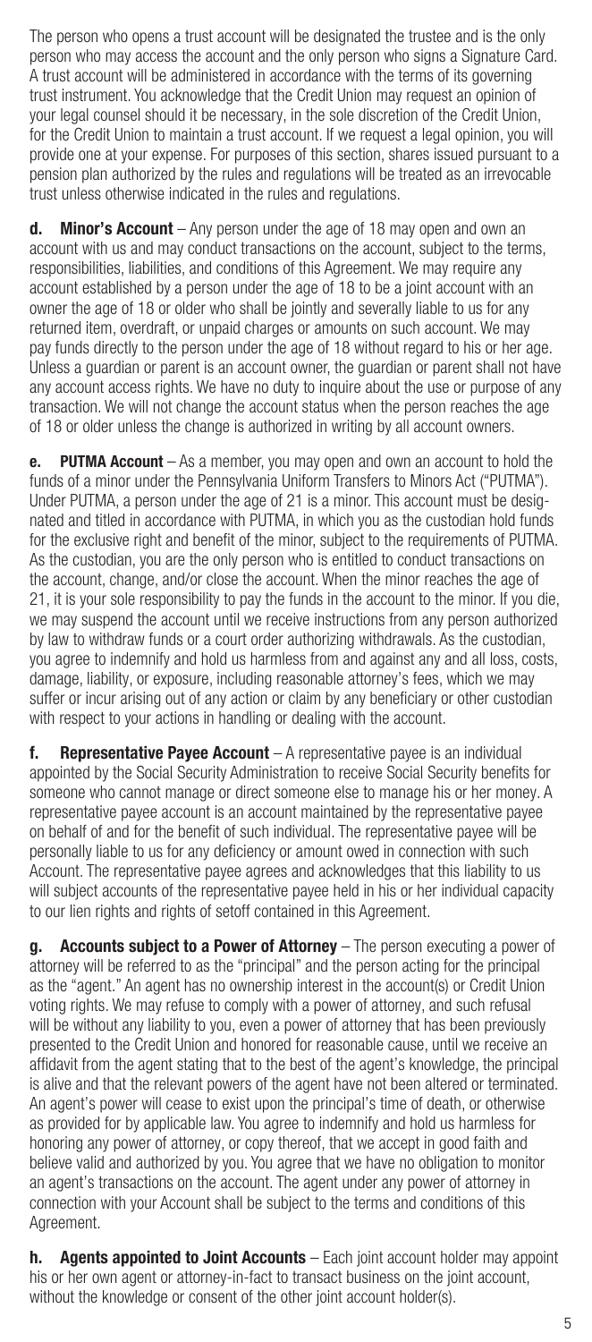The person who opens a trust account will be designated the trustee and is the only person who may access the account and the only person who signs a Signature Card. A trust account will be administered in accordance with the terms of its governing trust instrument. You acknowledge that the Credit Union may request an opinion of your legal counsel should it be necessary, in the sole discretion of the Credit Union, for the Credit Union to maintain a trust account. If we request a legal opinion, you will provide one at your expense. For purposes of this section, shares issued pursuant to a pension plan authorized by the rules and regulations will be treated as an irrevocable trust unless otherwise indicated in the rules and regulations.

**d. Minor's Account** – Any person under the age of 18 may open and own an account with us and may conduct transactions on the account, subject to the terms, responsibilities, liabilities, and conditions of this Agreement. We may require any account established by a person under the age of 18 to be a joint account with an owner the age of 18 or older who shall be jointly and severally liable to us for any returned item, overdraft, or unpaid charges or amounts on such account. We may pay funds directly to the person under the age of 18 without regard to his or her age. Unless a guardian or parent is an account owner, the guardian or parent shall not have any account access rights. We have no duty to inquire about the use or purpose of any transaction. We will not change the account status when the person reaches the age of 18 or older unless the change is authorized in writing by all account owners.

**e. PUTMA Account** – As a member, you may open and own an account to hold the funds of a minor under the Pennsylvania Uniform Transfers to Minors Act ("PUTMA"). Under PUTMA, a person under the age of 21 is a minor. This account must be designated and titled in accordance with PUTMA, in which you as the custodian hold funds for the exclusive right and benefit of the minor, subject to the requirements of PUTMA. As the custodian, you are the only person who is entitled to conduct transactions on the account, change, and/or close the account. When the minor reaches the age of 21, it is your sole responsibility to pay the funds in the account to the minor. If you die, we may suspend the account until we receive instructions from any person authorized by law to withdraw funds or a court order authorizing withdrawals. As the custodian, you agree to indemnify and hold us harmless from and against any and all loss, costs, damage, liability, or exposure, including reasonable attorney's fees, which we may suffer or incur arising out of any action or claim by any beneficiary or other custodian with respect to your actions in handling or dealing with the account.

**f. Representative Payee Account** – A representative payee is an individual appointed by the Social Security Administration to receive Social Security benefits for someone who cannot manage or direct someone else to manage his or her money. A representative payee account is an account maintained by the representative payee on behalf of and for the benefit of such individual. The representative payee will be personally liable to us for any deficiency or amount owed in connection with such Account. The representative payee agrees and acknowledges that this liability to us will subject accounts of the representative payee held in his or her individual capacity to our lien rights and rights of setoff contained in this Agreement.

**g. Accounts subject to a Power of Attorney** – The person executing a power of attorney will be referred to as the "principal" and the person acting for the principal as the "agent." An agent has no ownership interest in the account(s) or Credit Union voting rights. We may refuse to comply with a power of attorney, and such refusal will be without any liability to you, even a power of attorney that has been previously presented to the Credit Union and honored for reasonable cause, until we receive an affidavit from the agent stating that to the best of the agent's knowledge, the principal is alive and that the relevant powers of the agent have not been altered or terminated. An agent's power will cease to exist upon the principal's time of death, or otherwise as provided for by applicable law. You agree to indemnify and hold us harmless for honoring any power of attorney, or copy thereof, that we accept in good faith and believe valid and authorized by you. You agree that we have no obligation to monitor an agent's transactions on the account. The agent under any power of attorney in connection with your Account shall be subject to the terms and conditions of this Agreement.

**h. Agents appointed to Joint Accounts** – Each joint account holder may appoint his or her own agent or attorney-in-fact to transact business on the joint account, without the knowledge or consent of the other joint account holder(s).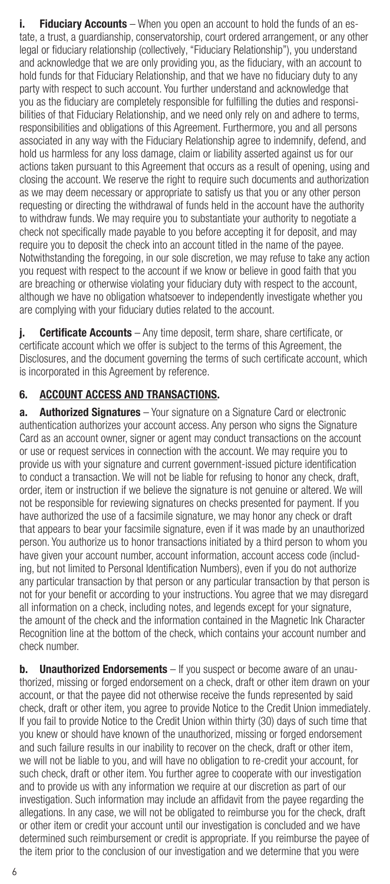**i. Fiduciary Accounts** – When you open an account to hold the funds of an estate, a trust, a guardianship, conservatorship, court ordered arrangement, or any other legal or fiduciary relationship (collectively, "Fiduciary Relationship"), you understand and acknowledge that we are only providing you, as the fiduciary, with an account to hold funds for that Fiduciary Relationship, and that we have no fiduciary duty to any party with respect to such account. You further understand and acknowledge that you as the fiduciary are completely responsible for fulfilling the duties and responsibilities of that Fiduciary Relationship, and we need only rely on and adhere to terms, responsibilities and obligations of this Agreement. Furthermore, you and all persons associated in any way with the Fiduciary Relationship agree to indemnify, defend, and hold us harmless for any loss damage, claim or liability asserted against us for our actions taken pursuant to this Agreement that occurs as a result of opening, using and closing the account. We reserve the right to require such documents and authorization as we may deem necessary or appropriate to satisfy us that you or any other person requesting or directing the withdrawal of funds held in the account have the authority to withdraw funds. We may require you to substantiate your authority to negotiate a check not specifically made payable to you before accepting it for deposit, and may require you to deposit the check into an account titled in the name of the payee. Notwithstanding the foregoing, in our sole discretion, we may refuse to take any action you request with respect to the account if we know or believe in good faith that you are breaching or otherwise violating your fiduciary duty with respect to the account, although we have no obligation whatsoever to independently investigate whether you are complying with your fiduciary duties related to the account.

**j. Certificate Accounts** – Any time deposit, term share, share certificate, or certificate account which we offer is subject to the terms of this Agreement, the Disclosures, and the document governing the terms of such certificate account, which is incorporated in this Agreement by reference.

## 6. ACCOUNT ACCESS AND TRANSACTIONS.

**a. Authorized Signatures** – Your signature on a Signature Card or electronic authentication authorizes your account access. Any person who signs the Signature Card as an account owner, signer or agent may conduct transactions on the account or use or request services in connection with the account. We may require you to provide us with your signature and current government-issued picture identification to conduct a transaction. We will not be liable for refusing to honor any check, draft, order, item or instruction if we believe the signature is not genuine or altered. We will not be responsible for reviewing signatures on checks presented for payment. If you have authorized the use of a facsimile signature, we may honor any check or draft that appears to bear your facsimile signature, even if it was made by an unauthorized person. You authorize us to honor transactions initiated by a third person to whom you have given your account number, account information, account access code (including, but not limited to Personal Identification Numbers), even if you do not authorize any particular transaction by that person or any particular transaction by that person is not for your benefit or according to your instructions. You agree that we may disregard all information on a check, including notes, and legends except for your signature, the amount of the check and the information contained in the Magnetic Ink Character Recognition line at the bottom of the check, which contains your account number and check number.

**b. Unauthorized Endorsements** – If you suspect or become aware of an unauthorized, missing or forged endorsement on a check, draft or other item drawn on your account, or that the payee did not otherwise receive the funds represented by said check, draft or other item, you agree to provide Notice to the Credit Union immediately. If you fail to provide Notice to the Credit Union within thirty (30) days of such time that you knew or should have known of the unauthorized, missing or forged endorsement and such failure results in our inability to recover on the check, draft or other item, we will not be liable to you, and will have no obligation to re-credit your account, for such check, draft or other item. You further agree to cooperate with our investigation and to provide us with any information we require at our discretion as part of our investigation. Such information may include an affidavit from the payee regarding the allegations. In any case, we will not be obligated to reimburse you for the check, draft or other item or credit your account until our investigation is concluded and we have determined such reimbursement or credit is appropriate. If you reimburse the payee of the item prior to the conclusion of our investigation and we determine that you were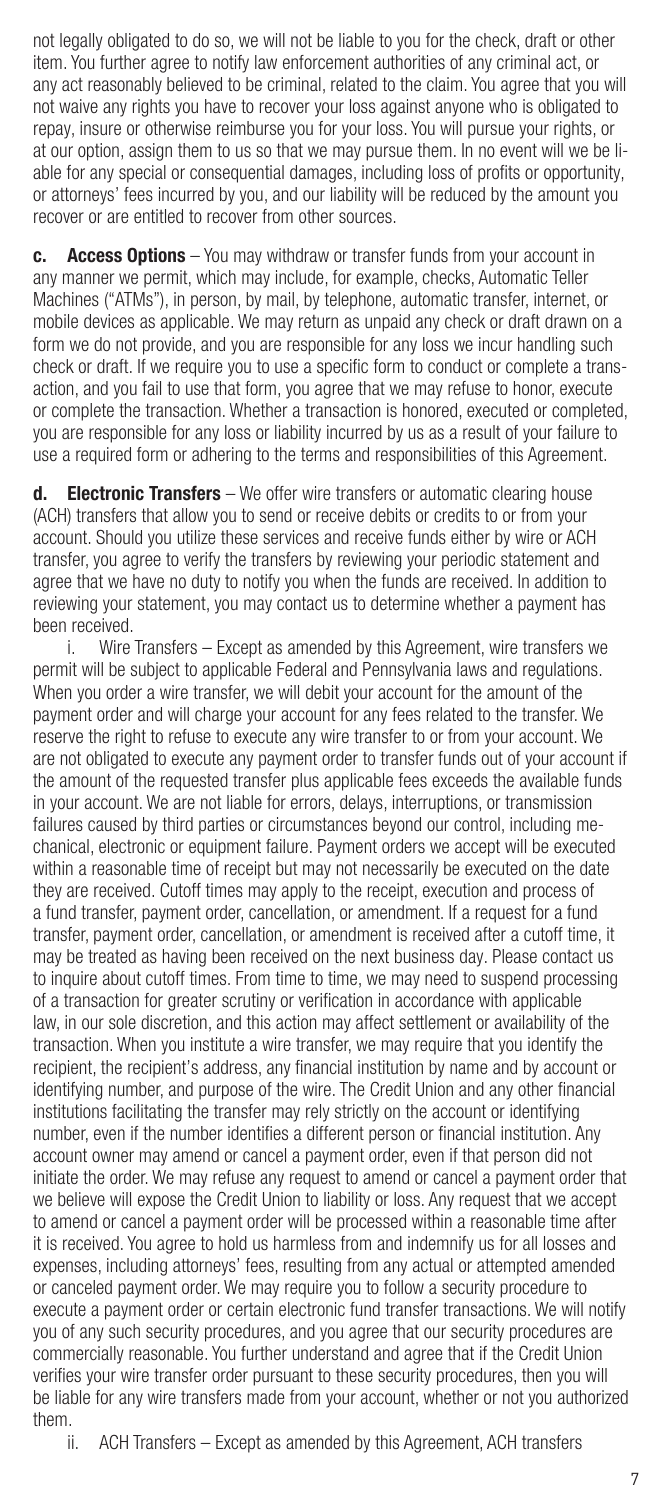not legally obligated to do so, we will not be liable to you for the check, draft or other item. You further agree to notify law enforcement authorities of any criminal act, or any act reasonably believed to be criminal, related to the claim. You agree that you will not waive any rights you have to recover your loss against anyone who is obligated to repay, insure or otherwise reimburse you for your loss. You will pursue your rights, or at our option, assign them to us so that we may pursue them. In no event will we be liable for any special or consequential damages, including loss of profits or opportunity, or attorneys' fees incurred by you, and our liability will be reduced by the amount you recover or are entitled to recover from other sources.

**c. Access Options** – You may withdraw or transfer funds from your account in any manner we permit, which may include, for example, checks, Automatic Teller Machines ("ATMs"), in person, by mail, by telephone, automatic transfer, internet, or mobile devices as applicable. We may return as unpaid any check or draft drawn on a form we do not provide, and you are responsible for any loss we incur handling such check or draft. If we require you to use a specific form to conduct or complete a transaction, and you fail to use that form, you agree that we may refuse to honor, execute or complete the transaction. Whether a transaction is honored, executed or completed, you are responsible for any loss or liability incurred by us as a result of your failure to use a required form or adhering to the terms and responsibilities of this Agreement.

**d. Electronic Transfers** – We offer wire transfers or automatic clearing house (ACH) transfers that allow you to send or receive debits or credits to or from your account. Should you utilize these services and receive funds either by wire or ACH transfer, you agree to verify the transfers by reviewing your periodic statement and agree that we have no duty to notify you when the funds are received. In addition to reviewing your statement, you may contact us to determine whether a payment has been received.

i. Wire Transfers – Except as amended by this Agreement, wire transfers we permit will be subject to applicable Federal and Pennsylvania laws and regulations. When you order a wire transfer, we will debit your account for the amount of the payment order and will charge your account for any fees related to the transfer. We reserve the right to refuse to execute any wire transfer to or from your account. We are not obligated to execute any payment order to transfer funds out of your account if the amount of the requested transfer plus applicable fees exceeds the available funds in your account. We are not liable for errors, delays, interruptions, or transmission failures caused by third parties or circumstances beyond our control, including mechanical, electronic or equipment failure. Payment orders we accept will be executed within a reasonable time of receipt but may not necessarily be executed on the date they are received. Cutoff times may apply to the receipt, execution and process of a fund transfer, payment order, cancellation, or amendment. If a request for a fund transfer, payment order, cancellation, or amendment is received after a cutoff time, it may be treated as having been received on the next business day. Please contact us to inquire about cutoff times. From time to time, we may need to suspend processing of a transaction for greater scrutiny or verification in accordance with applicable law, in our sole discretion, and this action may affect settlement or availability of the transaction. When you institute a wire transfer, we may require that you identify the recipient, the recipient's address, any financial institution by name and by account or identifying number, and purpose of the wire. The Credit Union and any other financial institutions facilitating the transfer may rely strictly on the account or identifying number, even if the number identifies a different person or financial institution. Any account owner may amend or cancel a payment order, even if that person did not initiate the order. We may refuse any request to amend or cancel a payment order that we believe will expose the Credit Union to liability or loss. Any request that we accept to amend or cancel a payment order will be processed within a reasonable time after it is received. You agree to hold us harmless from and indemnify us for all losses and expenses, including attorneys' fees, resulting from any actual or attempted amended or canceled payment order. We may require you to follow a security procedure to execute a payment order or certain electronic fund transfer transactions. We will notify you of any such security procedures, and you agree that our security procedures are commercially reasonable. You further understand and agree that if the Credit Union verifies your wire transfer order pursuant to these security procedures, then you will be liable for any wire transfers made from your account, whether or not you authorized them.

ii. ACH Transfers – Except as amended by this Agreement, ACH transfers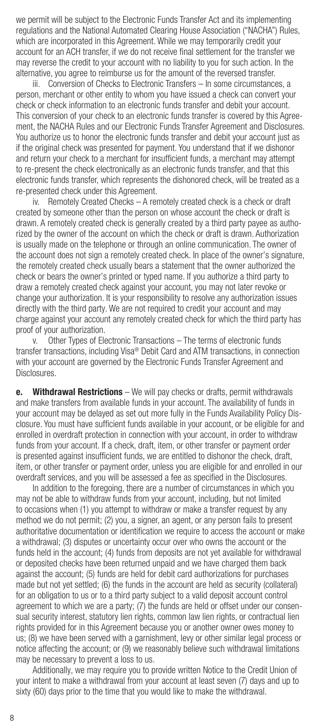we permit will be subject to the Electronic Funds Transfer Act and its implementing regulations and the National Automated Clearing House Association ("NACHA") Rules, which are incorporated in this Agreement. While we may temporarily credit your account for an ACH transfer, if we do not receive final settlement for the transfer we may reverse the credit to your account with no liability to you for such action. In the alternative, you agree to reimburse us for the amount of the reversed transfer.

iii. Conversion of Checks to Electronic Transfers – In some circumstances, a person, merchant or other entity to whom you have issued a check can convert your check or check information to an electronic funds transfer and debit your account. This conversion of your check to an electronic funds transfer is covered by this Agreement, the NACHA Rules and our Electronic Funds Transfer Agreement and Disclosures. You authorize us to honor the electronic funds transfer and debit your account just as if the original check was presented for payment. You understand that if we dishonor and return your check to a merchant for insufficient funds, a merchant may attempt to re-present the check electronically as an electronic funds transfer, and that this electronic funds transfer, which represents the dishonored check, will be treated as a re-presented check under this Agreement.

iv. Remotely Created Checks – A remotely created check is a check or draft created by someone other than the person on whose account the check or draft is drawn. A remotely created check is generally created by a third party payee as authorized by the owner of the account on which the check or draft is drawn. Authorization is usually made on the telephone or through an online communication. The owner of the account does not sign a remotely created check. In place of the owner's signature, the remotely created check usually bears a statement that the owner authorized the check or bears the owner's printed or typed name. If you authorize a third party to draw a remotely created check against your account, you may not later revoke or change your authorization. It is your responsibility to resolve any authorization issues directly with the third party. We are not required to credit your account and may charge against your account any remotely created check for which the third party has proof of your authorization.

v. Other Types of Electronic Transactions – The terms of electronic funds transfer transactions, including Visa® Debit Card and ATM transactions, in connection with your account are governed by the Electronic Funds Transfer Agreement and Disclosures.

**e. Withdrawal Restrictions** – We will pay checks or drafts, permit withdrawals and make transfers from available funds in your account. The availability of funds in your account may be delayed as set out more fully in the Funds Availability Policy Disclosure. You must have sufficient funds available in your account, or be eligible for and enrolled in overdraft protection in connection with your account, in order to withdraw funds from your account. If a check, draft, item, or other transfer or payment order is presented against insufficient funds, we are entitled to dishonor the check, draft, item, or other transfer or payment order, unless you are eligible for and enrolled in our overdraft services, and you will be assessed a fee as specified in the Disclosures.

In addition to the foregoing, there are a number of circumstances in which you may not be able to withdraw funds from your account, including, but not limited to occasions when (1) you attempt to withdraw or make a transfer request by any method we do not permit; (2) you, a signer, an agent, or any person fails to present authoritative documentation or identification we require to access the account or make a withdrawal; (3) disputes or uncertainty occur over who owns the account or the funds held in the account; (4) funds from deposits are not yet available for withdrawal or deposited checks have been returned unpaid and we have charged them back against the account; (5) funds are held for debit card authorizations for purchases made but not yet settled; (6) the funds in the account are held as security (collateral) for an obligation to us or to a third party subject to a valid deposit account control agreement to which we are a party; (7) the funds are held or offset under our consensual security interest, statutory lien rights, common law lien rights, or contractual lien rights provided for in this Agreement because you or another owner owes money to us; (8) we have been served with a garnishment, levy or other similar legal process or notice affecting the account; or (9) we reasonably believe such withdrawal limitations may be necessary to prevent a loss to us.

Additionally, we may require you to provide written Notice to the Credit Union of your intent to make a withdrawal from your account at least seven (7) days and up to sixty (60) days prior to the time that you would like to make the withdrawal.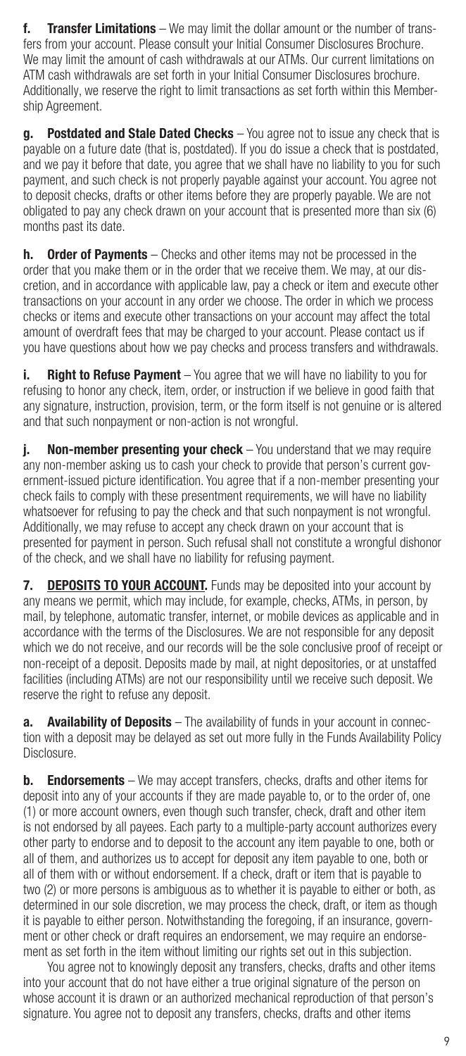**f. Transfer Limitations** – We may limit the dollar amount or the number of transfers from your account. Please consult your Initial Consumer Disclosures Brochure. We may limit the amount of cash withdrawals at our ATMs. Our current limitations on ATM cash withdrawals are set forth in your Initial Consumer Disclosures brochure. Additionally, we reserve the right to limit transactions as set forth within this Membership Agreement.

**g. Postdated and Stale Dated Checks** – You agree not to issue any check that is payable on a future date (that is, postdated). If you do issue a check that is postdated, and we pay it before that date, you agree that we shall have no liability to you for such payment, and such check is not properly payable against your account. You agree not to deposit checks, drafts or other items before they are properly payable. We are not obligated to pay any check drawn on your account that is presented more than six (6) months past its date.

**h. Order of Payments** – Checks and other items may not be processed in the order that you make them or in the order that we receive them. We may, at our discretion, and in accordance with applicable law, pay a check or item and execute other transactions on your account in any order we choose. The order in which we process checks or items and execute other transactions on your account may affect the total amount of overdraft fees that may be charged to your account. Please contact us if you have questions about how we pay checks and process transfers and withdrawals.

**i. Right to Refuse Payment** – You agree that we will have no liability to you for refusing to honor any check, item, order, or instruction if we believe in good faith that any signature, instruction, provision, term, or the form itself is not genuine or is altered and that such nonpayment or non-action is not wrongful.

**j. Non-member presenting your check** – You understand that we may require any non-member asking us to cash your check to provide that person's current government-issued picture identification. You agree that if a non-member presenting your check fails to comply with these presentment requirements, we will have no liability whatsoever for refusing to pay the check and that such nonpayment is not wrongful. Additionally, we may refuse to accept any check drawn on your account that is presented for payment in person. Such refusal shall not constitute a wrongful dishonor of the check, and we shall have no liability for refusing payment.

**7. <u>DEPOSITS TO YOUR ACCOUNT.</u>** Funds may be deposited into your account by any means we permit, which may include, for example, checks, ATMs, in person, by mail, by telephone, automatic transfer, internet, or mobile devices as applicable and in accordance with the terms of the Disclosures. We are not responsible for any deposit which we do not receive, and our records will be the sole conclusive proof of receipt or non-receipt of a deposit. Deposits made by mail, at night depositories, or at unstaffed facilities (including ATMs) are not our responsibility until we receive such deposit. We reserve the right to refuse any deposit.

**a. Availability of Deposits** – The availability of funds in your account in connection with a deposit may be delayed as set out more fully in the Funds Availability Policy Disclosure.

**b. Endorsements** – We may accept transfers, checks, drafts and other items for deposit into any of your accounts if they are made payable to, or to the order of, one (1) or more account owners, even though such transfer, check, draft and other item is not endorsed by all payees. Each party to a multiple-party account authorizes every other party to endorse and to deposit to the account any item payable to one, both or all of them, and authorizes us to accept for deposit any item payable to one, both or all of them with or without endorsement. If a check, draft or item that is payable to two (2) or more persons is ambiguous as to whether it is payable to either or both, as determined in our sole discretion, we may process the check, draft, or item as though it is payable to either person. Notwithstanding the foregoing, if an insurance, government or other check or draft requires an endorsement, we may require an endorsement as set forth in the item without limiting our rights set out in this subjection.

You agree not to knowingly deposit any transfers, checks, drafts and other items into your account that do not have either a true original signature of the person on whose account it is drawn or an authorized mechanical reproduction of that person's signature. You agree not to deposit any transfers, checks, drafts and other items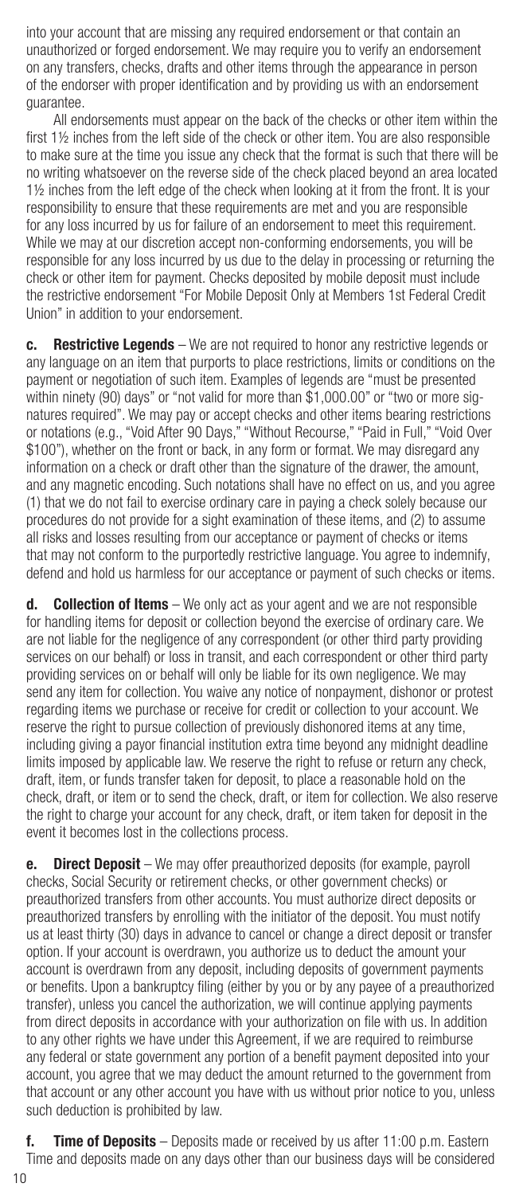into your account that are missing any required endorsement or that contain an unauthorized or forged endorsement. We may require you to verify an endorsement on any transfers, checks, drafts and other items through the appearance in person of the endorser with proper identification and by providing us with an endorsement guarantee.

All endorsements must appear on the back of the checks or other item within the first 1½ inches from the left side of the check or other item. You are also responsible to make sure at the time you issue any check that the format is such that there will be no writing whatsoever on the reverse side of the check placed beyond an area located 1½ inches from the left edge of the check when looking at it from the front. It is your responsibility to ensure that these requirements are met and you are responsible for any loss incurred by us for failure of an endorsement to meet this requirement. While we may at our discretion accept non-conforming endorsements, you will be responsible for any loss incurred by us due to the delay in processing or returning the check or other item for payment. Checks deposited by mobile deposit must include the restrictive endorsement "For Mobile Deposit Only at Members 1st Federal Credit Union" in addition to your endorsement.

**c. Restrictive Legends** – We are not required to honor any restrictive legends or any language on an item that purports to place restrictions, limits or conditions on the payment or negotiation of such item. Examples of legends are "must be presented within ninety (90) days" or "not valid for more than $1,000.00" or "two or more signatures required". We may pay or accept checks and other items bearing restrictions or notations (e.g., "Void After 90 Days," "Without Recourse," "Paid in Full," "Void Over $100"), whether on the front or back, in any form or format. We may disregard any information on a check or draft other than the signature of the drawer, the amount, and any magnetic encoding. Such notations shall have no effect on us, and you agree (1) that we do not fail to exercise ordinary care in paying a check solely because our procedures do not provide for a sight examination of these items, and (2) to assume all risks and losses resulting from our acceptance or payment of checks or items that may not conform to the purportedly restrictive language. You agree to indemnify, defend and hold us harmless for our acceptance or payment of such checks or items.

**d. Collection of Items** – We only act as your agent and we are not responsible for handling items for deposit or collection beyond the exercise of ordinary care. We are not liable for the negligence of any correspondent (or other third party providing services on our behalf) or loss in transit, and each correspondent or other third party providing services on or behalf will only be liable for its own negligence. We may send any item for collection. You waive any notice of nonpayment, dishonor or protest regarding items we purchase or receive for credit or collection to your account. We reserve the right to pursue collection of previously dishonored items at any time, including giving a payor financial institution extra time beyond any midnight deadline limits imposed by applicable law. We reserve the right to refuse or return any check, draft, item, or funds transfer taken for deposit, to place a reasonable hold on the check, draft, or item or to send the check, draft, or item for collection. We also reserve the right to charge your account for any check, draft, or item taken for deposit in the event it becomes lost in the collections process.

**e. Direct Deposit** – We may offer preauthorized deposits (for example, payroll checks, Social Security or retirement checks, or other government checks) or preauthorized transfers from other accounts. You must authorize direct deposits or preauthorized transfers by enrolling with the initiator of the deposit. You must notify us at least thirty (30) days in advance to cancel or change a direct deposit or transfer option. If your account is overdrawn, you authorize us to deduct the amount your account is overdrawn from any deposit, including deposits of government payments or benefits. Upon a bankruptcy filing (either by you or by any payee of a preauthorized transfer), unless you cancel the authorization, we will continue applying payments from direct deposits in accordance with your authorization on file with us. In addition to any other rights we have under this Agreement, if we are required to reimburse any federal or state government any portion of a benefit payment deposited into your account, you agree that we may deduct the amount returned to the government from that account or any other account you have with us without prior notice to you, unless such deduction is prohibited by law.

**f. Time of Deposits** – Deposits made or received by us after 11:00 p.m. Eastern Time and deposits made on any days other than our business days will be considered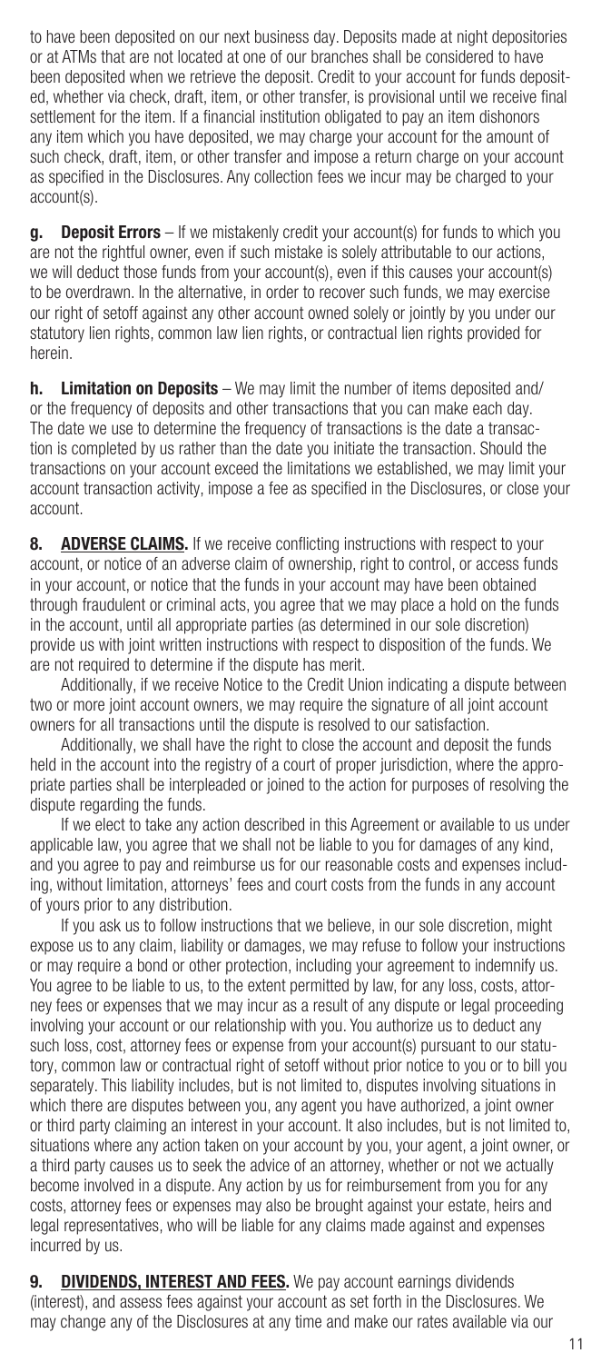to have been deposited on our next business day. Deposits made at night depositories or at ATMs that are not located at one of our branches shall be considered to have been deposited when we retrieve the deposit. Credit to your account for funds deposited, whether via check, draft, item, or other transfer, is provisional until we receive final settlement for the item. If a financial institution obligated to pay an item dishonors any item which you have deposited, we may charge your account for the amount of such check, draft, item, or other transfer and impose a return charge on your account as specified in the Disclosures. Any collection fees we incur may be charged to your account(s).

**g. Deposit Errors** – If we mistakenly credit your account(s) for funds to which you are not the rightful owner, even if such mistake is solely attributable to our actions, we will deduct those funds from your account(s), even if this causes your account(s) to be overdrawn. In the alternative, in order to recover such funds, we may exercise our right of setoff against any other account owned solely or jointly by you under our statutory lien rights, common law lien rights, or contractual lien rights provided for herein.

**h. Limitation on Deposits** – We may limit the number of items deposited and/or the frequency of deposits and other transactions that you can make each day. The date we use to determine the frequency of transactions is the date a transaction is completed by us rather than the date you initiate the transaction. Should the transactions on your account exceed the limitations we established, we may limit your account transaction activity, impose a fee as specified in the Disclosures, or close your account.

**8. ADVERSE CLAIMS.** If we receive conflicting instructions with respect to your account, or notice of an adverse claim of ownership, right to control, or access funds in your account, or notice that the funds in your account may have been obtained through fraudulent or criminal acts, you agree that we may place a hold on the funds in the account, until all appropriate parties (as determined in our sole discretion) provide us with joint written instructions with respect to disposition of the funds. We are not required to determine if the dispute has merit.

Additionally, if we receive Notice to the Credit Union indicating a dispute between two or more joint account owners, we may require the signature of all joint account owners for all transactions until the dispute is resolved to our satisfaction.

Additionally, we shall have the right to close the account and deposit the funds held in the account into the registry of a court of proper jurisdiction, where the appropriate parties shall be interpleaded or joined to the action for purposes of resolving the dispute regarding the funds.

If we elect to take any action described in this Agreement or available to us under applicable law, you agree that we shall not be liable to you for damages of any kind, and you agree to pay and reimburse us for our reasonable costs and expenses including, without limitation, attorneys' fees and court costs from the funds in any account of yours prior to any distribution.

If you ask us to follow instructions that we believe, in our sole discretion, might expose us to any claim, liability or damages, we may refuse to follow your instructions or may require a bond or other protection, including your agreement to indemnify us. You agree to be liable to us, to the extent permitted by law, for any loss, costs, attorney fees or expenses that we may incur as a result of any dispute or legal proceeding involving your account or our relationship with you. You authorize us to deduct any such loss, cost, attorney fees or expense from your account(s) pursuant to our statutory, common law or contractual right of setoff without prior notice to you or to bill you separately. This liability includes, but is not limited to, disputes involving situations in which there are disputes between you, any agent you have authorized, a joint owner or third party claiming an interest in your account. It also includes, but is not limited to, situations where any action taken on your account by you, your agent, a joint owner, or a third party causes us to seek the advice of an attorney, whether or not we actually become involved in a dispute. Any action by us for reimbursement from you for any costs, attorney fees or expenses may also be brought against your estate, heirs and legal representatives, who will be liable for any claims made against and expenses incurred by us.

**9. DIVIDENDS, INTEREST AND FEES.** We pay account earnings dividends (interest), and assess fees against your account as set forth in the Disclosures. We may change any of the Disclosures at any time and make our rates available via our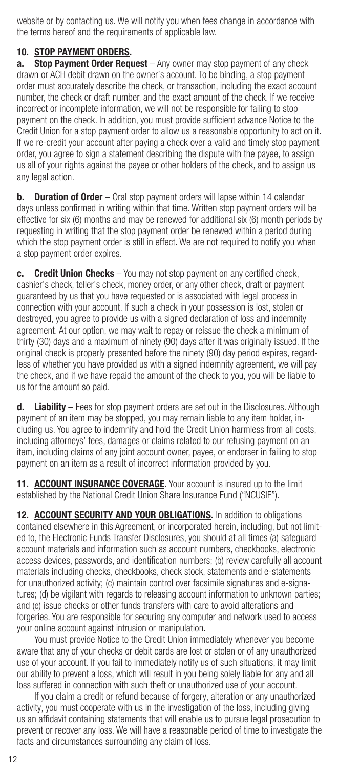website or by contacting us. We will notify you when fees change in accordance with the terms hereof and the requirements of applicable law.

## 10. STOP PAYMENT ORDERS.

**a. Stop Payment Order Request** – Any owner may stop payment of any check drawn or ACH debit drawn on the owner's account. To be binding, a stop payment order must accurately describe the check, or transaction, including the exact account number, the check or draft number, and the exact amount of the check. If we receive incorrect or incomplete information, we will not be responsible for failing to stop payment on the check. In addition, you must provide sufficient advance Notice to the Credit Union for a stop payment order to allow us a reasonable opportunity to act on it. If we re-credit your account after paying a check over a valid and timely stop payment order, you agree to sign a statement describing the dispute with the payee, to assign us all of your rights against the payee or other holders of the check, and to assign us any legal action.

**b. Duration of Order** – Oral stop payment orders will lapse within 14 calendar days unless confirmed in writing within that time. Written stop payment orders will be effective for six (6) months and may be renewed for additional six (6) month periods by requesting in writing that the stop payment order be renewed within a period during which the stop payment order is still in effect. We are not required to notify you when a stop payment order expires.

**c. Credit Union Checks** – You may not stop payment on any certified check, cashier's check, teller's check, money order, or any other check, draft or payment guaranteed by us that you have requested or is associated with legal process in connection with your account. If such a check in your possession is lost, stolen or destroyed, you agree to provide us with a signed declaration of loss and indemnity agreement. At our option, we may wait to repay or reissue the check a minimum of thirty (30) days and a maximum of ninety (90) days after it was originally issued. If the original check is properly presented before the ninety (90) day period expires, regardless of whether you have provided us with a signed indemnity agreement, we will pay the check, and if we have repaid the amount of the check to you, you will be liable to us for the amount so paid.

**d. Liability** – Fees for stop payment orders are set out in the Disclosures. Although payment of an item may be stopped, you may remain liable to any item holder, including us. You agree to indemnify and hold the Credit Union harmless from all costs, including attorneys' fees, damages or claims related to our refusing payment on an item, including claims of any joint account owner, payee, or endorser in failing to stop payment on an item as a result of incorrect information provided by you.

## 11. ACCOUNT INSURANCE COVERAGE.

Your account is insured up to the limit established by the National Credit Union Share Insurance Fund ("NCUSIF").

## 12. ACCOUNT SECURITY AND YOUR OBLIGATIONS.

In addition to obligations contained elsewhere in this Agreement, or incorporated herein, including, but not limited to, the Electronic Funds Transfer Disclosures, you should at all times (a) safeguard account materials and information such as account numbers, checkbooks, electronic access devices, passwords, and identification numbers; (b) review carefully all account materials including checks, checkbooks, check stock, statements and e-statements for unauthorized activity; (c) maintain control over facsimile signatures and e-signatures; (d) be vigilant with regards to releasing account information to unknown parties; and (e) issue checks or other funds transfers with care to avoid alterations and forgeries. You are responsible for securing any computer and network used to access your online account against intrusion or manipulation.

You must provide Notice to the Credit Union immediately whenever you become aware that any of your checks or debit cards are lost or stolen or of any unauthorized use of your account. If you fail to immediately notify us of such situations, it may limit our ability to prevent a loss, which will result in you being solely liable for any and all loss suffered in connection with such theft or unauthorized use of your account.

If you claim a credit or refund because of forgery, alteration or any unauthorized activity, you must cooperate with us in the investigation of the loss, including giving us an affidavit containing statements that will enable us to pursue legal prosecution to prevent or recover any loss. We will have a reasonable period of time to investigate the facts and circumstances surrounding any claim of loss.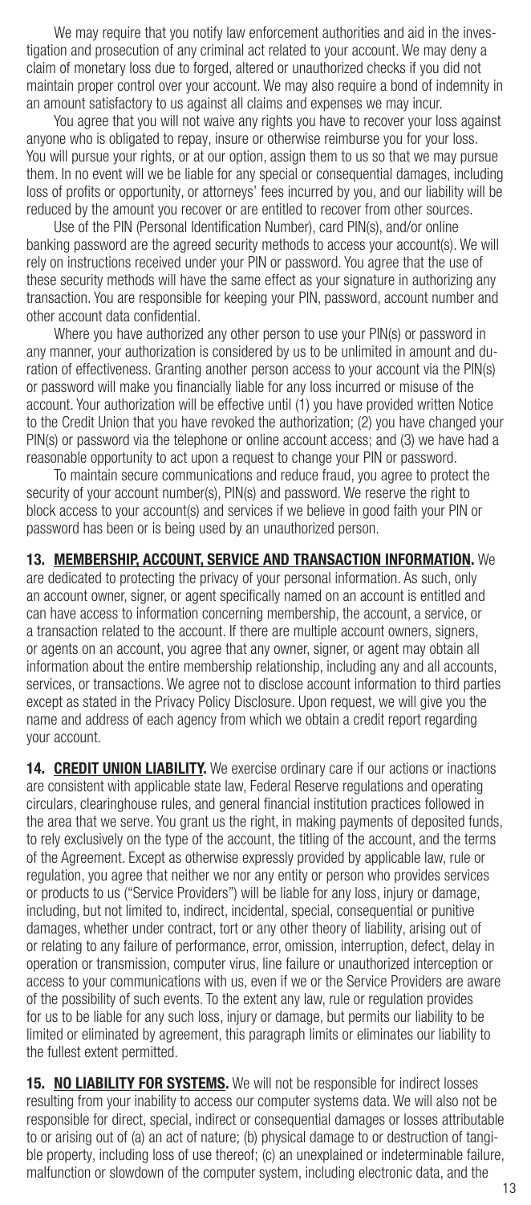We may require that you notify law enforcement authorities and aid in the investigation and prosecution of any criminal act related to your account. We may deny a claim of monetary loss due to forged, altered or unauthorized checks if you did not maintain proper control over your account. We may also require a bond of indemnity in an amount satisfactory to us against all claims and expenses we may incur.

You agree that you will not waive any rights you have to recover your loss against anyone who is obligated to repay, insure or otherwise reimburse you for your loss. You will pursue your rights, or at our option, assign them to us so that we may pursue them. In no event will we be liable for any special or consequential damages, including loss of profits or opportunity, or attorneys' fees incurred by you, and our liability will be reduced by the amount you recover or are entitled to recover from other sources.

Use of the PIN (Personal Identification Number), card PIN(s), and/or online banking password are the agreed security methods to access your account(s). We will rely on instructions received under your PIN or password. You agree that the use of these security methods will have the same effect as your signature in authorizing any transaction. You are responsible for keeping your PIN, password, account number and other account data confidential.

Where you have authorized any other person to use your PIN(s) or password in any manner, your authorization is considered by us to be unlimited in amount and duration of effectiveness. Granting another person access to your account via the PIN(s) or password will make you financially liable for any loss incurred or misuse of the account. Your authorization will be effective until (1) you have provided written Notice to the Credit Union that you have revoked the authorization; (2) you have changed your PIN(s) or password via the telephone or online account access; and (3) we have had a reasonable opportunity to act upon a request to change your PIN or password.

To maintain secure communications and reduce fraud, you agree to protect the security of your account number(s), PIN(s) and password. We reserve the right to block access to your account(s) and services if we believe in good faith your PIN or password has been or is being used by an unauthorized person.

**13. MEMBERSHIP, ACCOUNT, SERVICE AND TRANSACTION INFORMATION.** We are dedicated to protecting the privacy of your personal information. As such, only an account owner, signer, or agent specifically named on an account is entitled and can have access to information concerning membership, the account, a service, or a transaction related to the account. If there are multiple account owners, signers, or agents on an account, you agree that any owner, signer, or agent may obtain all information about the entire membership relationship, including any and all accounts, services, or transactions. We agree not to disclose account information to third parties except as stated in the Privacy Policy Disclosure. Upon request, we will give you the name and address of each agency from which we obtain a credit report regarding your account.

**14. CREDIT UNION LIABILITY.** We exercise ordinary care if our actions or inactions are consistent with applicable state law, Federal Reserve regulations and operating circulars, clearinghouse rules, and general financial institution practices followed in the area that we serve. You grant us the right, in making payments of deposited funds, to rely exclusively on the type of the account, the titling of the account, and the terms of the Agreement. Except as otherwise expressly provided by applicable law, rule or regulation, you agree that neither we nor any entity or person who provides services or products to us ("Service Providers") will be liable for any loss, injury or damage, including, but not limited to, indirect, incidental, special, consequential or punitive damages, whether under contract, tort or any other theory of liability, arising out of or relating to any failure of performance, error, omission, interruption, defect, delay in operation or transmission, computer virus, line failure or unauthorized interception or access to your communications with us, even if we or the Service Providers are aware of the possibility of such events. To the extent any law, rule or regulation provides for us to be liable for any such loss, injury or damage, but permits our liability to be limited or eliminated by agreement, this paragraph limits or eliminates our liability to the fullest extent permitted.

**15. NO LIABILITY FOR SYSTEMS.** We will not be responsible for indirect losses resulting from your inability to access our computer systems data. We will also not be responsible for direct, special, indirect or consequential damages or losses attributable to or arising out of (a) an act of nature; (b) physical damage to or destruction of tangible property, including loss of use thereof; (c) an unexplained or indeterminable failure, malfunction or slowdown of the computer system, including electronic data, and the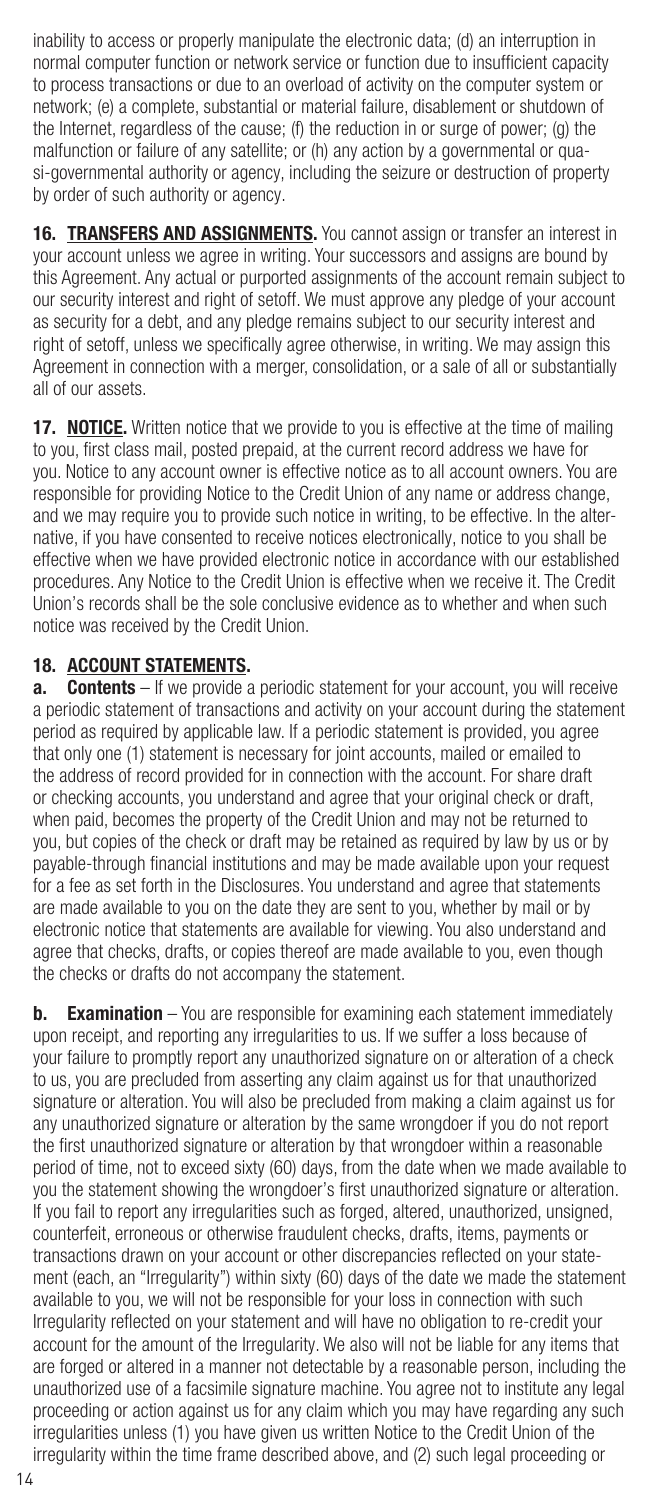inability to access or properly manipulate the electronic data; (d) an interruption in normal computer function or network service or function due to insufficient capacity to process transactions or due to an overload of activity on the computer system or network; (e) a complete, substantial or material failure, disablement or shutdown of the Internet, regardless of the cause; (f) the reduction in or surge of power; (g) the malfunction or failure of any satellite; or (h) any action by a governmental or quasi-governmental authority or agency, including the seizure or destruction of property by order of such authority or agency.

**16. TRANSFERS AND ASSIGNMENTS.** You cannot assign or transfer an interest in your account unless we agree in writing. Your successors and assigns are bound by this Agreement. Any actual or purported assignments of the account remain subject to our security interest and right of setoff. We must approve any pledge of your account as security for a debt, and any pledge remains subject to our security interest and right of setoff, unless we specifically agree otherwise, in writing. We may assign this Agreement in connection with a merger, consolidation, or a sale of all or substantially all of our assets.

**17. NOTICE.** Written notice that we provide to you is effective at the time of mailing to you, first class mail, posted prepaid, at the current record address we have for you. Notice to any account owner is effective notice as to all account owners. You are responsible for providing Notice to the Credit Union of any name or address change, and we may require you to provide such notice in writing, to be effective. In the alternative, if you have consented to receive notices electronically, notice to you shall be effective when we have provided electronic notice in accordance with our established procedures. Any Notice to the Credit Union is effective when we receive it. The Credit Union's records shall be the sole conclusive evidence as to whether and when such notice was received by the Credit Union.

**18. ACCOUNT STATEMENTS.**

**a. Contents** – If we provide a periodic statement for your account, you will receive a periodic statement of transactions and activity on your account during the statement period as required by applicable law. If a periodic statement is provided, you agree that only one (1) statement is necessary for joint accounts, mailed or emailed to the address of record provided for in connection with the account. For share draft or checking accounts, you understand and agree that your original check or draft, when paid, becomes the property of the Credit Union and may not be returned to you, but copies of the check or draft may be retained as required by law by us or by payable-through financial institutions and may be made available upon your request for a fee as set forth in the Disclosures. You understand and agree that statements are made available to you on the date they are sent to you, whether by mail or by electronic notice that statements are available for viewing. You also understand and agree that checks, drafts, or copies thereof are made available to you, even though the checks or drafts do not accompany the statement.

**b. Examination** – You are responsible for examining each statement immediately upon receipt, and reporting any irregularities to us. If we suffer a loss because of your failure to promptly report any unauthorized signature on or alteration of a check to us, you are precluded from asserting any claim against us for that unauthorized signature or alteration. You will also be precluded from making a claim against us for any unauthorized signature or alteration by the same wrongdoer if you do not report the first unauthorized signature or alteration by that wrongdoer within a reasonable period of time, not to exceed sixty (60) days, from the date when we made available to you the statement showing the wrongdoer's first unauthorized signature or alteration. If you fail to report any irregularities such as forged, altered, unauthorized, unsigned, counterfeit, erroneous or otherwise fraudulent checks, drafts, items, payments or transactions drawn on your account or other discrepancies reflected on your statement (each, an "Irregularity") within sixty (60) days of the date we made the statement available to you, we will not be responsible for your loss in connection with such Irregularity reflected on your statement and will have no obligation to re-credit your account for the amount of the Irregularity. We also will not be liable for any items that are forged or altered in a manner not detectable by a reasonable person, including the unauthorized use of a facsimile signature machine. You agree not to institute any legal proceeding or action against us for any claim which you may have regarding any such irregularities unless (1) you have given us written Notice to the Credit Union of the irregularity within the time frame described above, and (2) such legal proceeding or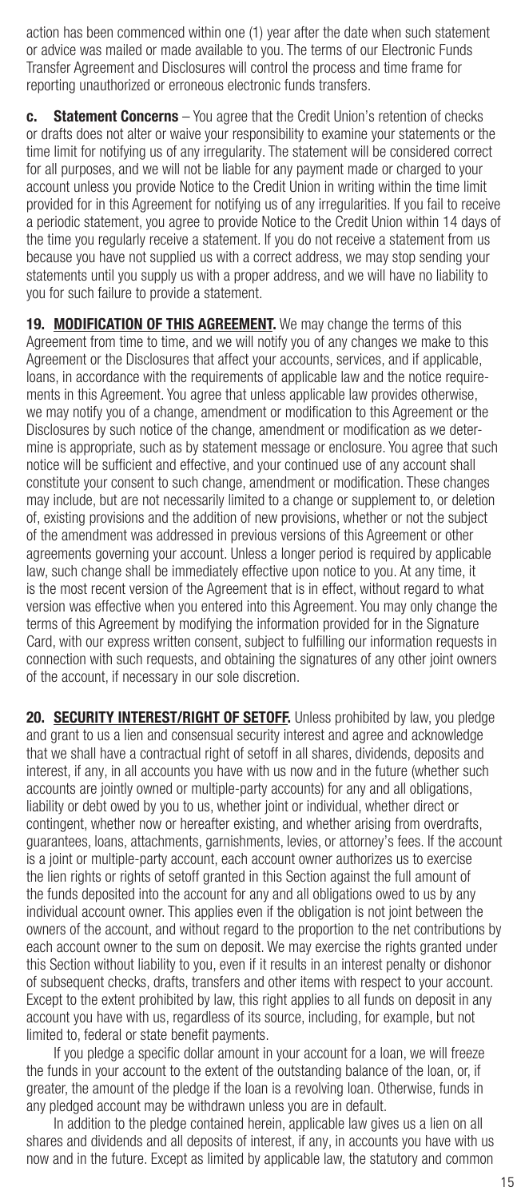action has been commenced within one (1) year after the date when such statement or advice was mailed or made available to you. The terms of our Electronic Funds Transfer Agreement and Disclosures will control the process and time frame for reporting unauthorized or erroneous electronic funds transfers.

**c. Statement Concerns** – You agree that the Credit Union's retention of checks or drafts does not alter or waive your responsibility to examine your statements or the time limit for notifying us of any irregularity. The statement will be considered correct for all purposes, and we will not be liable for any payment made or charged to your account unless you provide Notice to the Credit Union in writing within the time limit provided for in this Agreement for notifying us of any irregularities. If you fail to receive a periodic statement, you agree to provide Notice to the Credit Union within 14 days of the time you regularly receive a statement. If you do not receive a statement from us because you have not supplied us with a correct address, we may stop sending your statements until you supply us with a proper address, and we will have no liability to you for such failure to provide a statement.

**19. MODIFICATION OF THIS AGREEMENT.** We may change the terms of this Agreement from time to time, and we will notify you of any changes we make to this Agreement or the Disclosures that affect your accounts, services, and if applicable, loans, in accordance with the requirements of applicable law and the notice requirements in this Agreement. You agree that unless applicable law provides otherwise, we may notify you of a change, amendment or modification to this Agreement or the Disclosures by such notice of the change, amendment or modification as we determine is appropriate, such as by statement message or enclosure. You agree that such notice will be sufficient and effective, and your continued use of any account shall constitute your consent to such change, amendment or modification. These changes may include, but are not necessarily limited to a change or supplement to, or deletion of, existing provisions and the addition of new provisions, whether or not the subject of the amendment was addressed in previous versions of this Agreement or other agreements governing your account. Unless a longer period is required by applicable law, such change shall be immediately effective upon notice to you. At any time, it is the most recent version of the Agreement that is in effect, without regard to what version was effective when you entered into this Agreement. You may only change the terms of this Agreement by modifying the information provided for in the Signature Card, with our express written consent, subject to fulfilling our information requests in connection with such requests, and obtaining the signatures of any other joint owners of the account, if necessary in our sole discretion.

**20. SECURITY INTEREST/RIGHT OF SETOFF.** Unless prohibited by law, you pledge and grant to us a lien and consensual security interest and agree and acknowledge that we shall have a contractual right of setoff in all shares, dividends, deposits and interest, if any, in all accounts you have with us now and in the future (whether such accounts are jointly owned or multiple-party accounts) for any and all obligations, liability or debt owed by you to us, whether joint or individual, whether direct or contingent, whether now or hereafter existing, and whether arising from overdrafts, guarantees, loans, attachments, garnishments, levies, or attorney's fees. If the account is a joint or multiple-party account, each account owner authorizes us to exercise the lien rights or rights of setoff granted in this Section against the full amount of the funds deposited into the account for any and all obligations owed to us by any individual account owner. This applies even if the obligation is not joint between the owners of the account, and without regard to the proportion to the net contributions by each account owner to the sum on deposit. We may exercise the rights granted under this Section without liability to you, even if it results in an interest penalty or dishonor of subsequent checks, drafts, transfers and other items with respect to your account. Except to the extent prohibited by law, this right applies to all funds on deposit in any account you have with us, regardless of its source, including, for example, but not limited to, federal or state benefit payments.

If you pledge a specific dollar amount in your account for a loan, we will freeze the funds in your account to the extent of the outstanding balance of the loan, or, if greater, the amount of the pledge if the loan is a revolving loan. Otherwise, funds in any pledged account may be withdrawn unless you are in default.

In addition to the pledge contained herein, applicable law gives us a lien on all shares and dividends and all deposits of interest, if any, in accounts you have with us now and in the future. Except as limited by applicable law, the statutory and common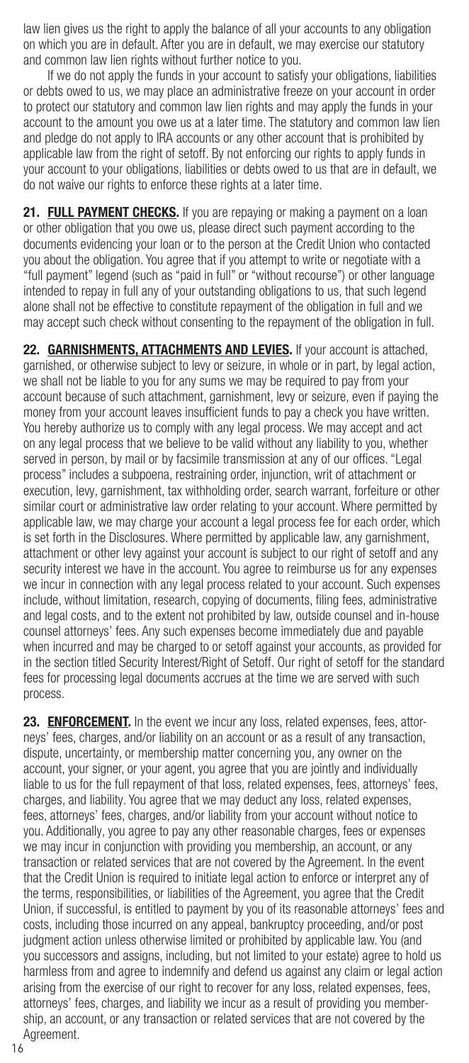law lien gives us the right to apply the balance of all your accounts to any obligation on which you are in default. After you are in default, we may exercise our statutory and common law lien rights without further notice to you.

If we do not apply the funds in your account to satisfy your obligations, liabilities or debts owed to us, we may place an administrative freeze on your account in order to protect our statutory and common law lien rights and may apply the funds in your account to the amount you owe us at a later time. The statutory and common law lien and pledge do not apply to IRA accounts or any other account that is prohibited by applicable law from the right of setoff. By not enforcing our rights to apply funds in your account to your obligations, liabilities or debts owed to us that are in default, we do not waive our rights to enforce these rights at a later time.

**21. FULL PAYMENT CHECKS.** If you are repaying or making a payment on a loan or other obligation that you owe us, please direct such payment according to the documents evidencing your loan or to the person at the Credit Union who contacted you about the obligation. You agree that if you attempt to write or negotiate with a "full payment" legend (such as "paid in full" or "without recourse") or other language intended to repay in full any of your outstanding obligations to us, that such legend alone shall not be effective to constitute repayment of the obligation in full and we may accept such check without consenting to the repayment of the obligation in full.

**22. GARNISHMENTS, ATTACHMENTS AND LEVIES.** If your account is attached, garnished, or otherwise subject to levy or seizure, in whole or in part, by legal action, we shall not be liable to you for any sums we may be required to pay from your account because of such attachment, garnishment, levy or seizure, even if paying the money from your account leaves insufficient funds to pay a check you have written. You hereby authorize us to comply with any legal process. We may accept and act on any legal process that we believe to be valid without any liability to you, whether served in person, by mail or by facsimile transmission at any of our offices. "Legal process" includes a subpoena, restraining order, injunction, writ of attachment or execution, levy, garnishment, tax withholding order, search warrant, forfeiture or other similar court or administrative law order relating to your account. Where permitted by applicable law, we may charge your account a legal process fee for each order, which is set forth in the Disclosures. Where permitted by applicable law, any garnishment, attachment or other levy against your account is subject to our right of setoff and any security interest we have in the account. You agree to reimburse us for any expenses we incur in connection with any legal process related to your account. Such expenses include, without limitation, research, copying of documents, filing fees, administrative and legal costs, and to the extent not prohibited by law, outside counsel and in-house counsel attorneys' fees. Any such expenses become immediately due and payable when incurred and may be charged to or setoff against your accounts, as provided for in the section titled Security Interest/Right of Setoff. Our right of setoff for the standard fees for processing legal documents accrues at the time we are served with such process.

**23. ENFORCEMENT.** In the event we incur any loss, related expenses, fees, attorneys' fees, charges, and/or liability on an account or as a result of any transaction, dispute, uncertainty, or membership matter concerning you, any owner on the account, your signer, or your agent, you agree that you are jointly and individually liable to us for the full repayment of that loss, related expenses, fees, attorneys' fees, charges, and liability. You agree that we may deduct any loss, related expenses, fees, attorneys' fees, charges, and/or liability from your account without notice to you. Additionally, you agree to pay any other reasonable charges, fees or expenses we may incur in conjunction with providing you membership, an account, or any transaction or related services that are not covered by the Agreement. In the event that the Credit Union is required to initiate legal action to enforce or interpret any of the terms, responsibilities, or liabilities of the Agreement, you agree that the Credit Union, if successful, is entitled to payment by you of its reasonable attorneys' fees and costs, including those incurred on any appeal, bankruptcy proceeding, and/or post judgment action unless otherwise limited or prohibited by applicable law. You (and you successors and assigns, including, but not limited to your estate) agree to hold us harmless from and agree to indemnify and defend us against any claim or legal action arising from the exercise of our right to recover for any loss, related expenses, fees, attorneys' fees, charges, and liability we incur as a result of providing you membership, an account, or any transaction or related services that are not covered by the Agreement.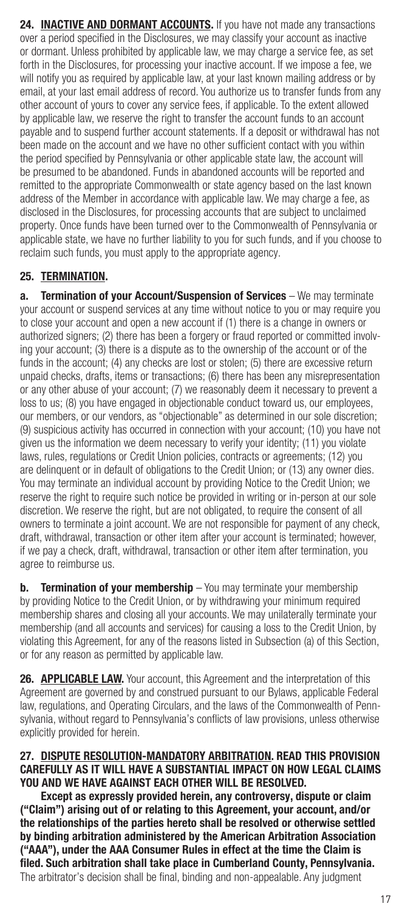**24. INACTIVE AND DORMANT ACCOUNTS.** If you have not made any transactions over a period specified in the Disclosures, we may classify your account as inactive or dormant. Unless prohibited by applicable law, we may charge a service fee, as set forth in the Disclosures, for processing your inactive account. If we impose a fee, we will notify you as required by applicable law, at your last known mailing address or by email, at your last email address of record. You authorize us to transfer funds from any other account of yours to cover any service fees, if applicable. To the extent allowed by applicable law, we reserve the right to transfer the account funds to an account payable and to suspend further account statements. If a deposit or withdrawal has not been made on the account and we have no other sufficient contact with you within the period specified by Pennsylvania or other applicable state law, the account will be presumed to be abandoned. Funds in abandoned accounts will be reported and remitted to the appropriate Commonwealth or state agency based on the last known address of the Member in accordance with applicable law. We may charge a fee, as disclosed in the Disclosures, for processing accounts that are subject to unclaimed property. Once funds have been turned over to the Commonwealth of Pennsylvania or applicable state, we have no further liability to you for such funds, and if you choose to reclaim such funds, you must apply to the appropriate agency.

**25. TERMINATION.**

**a. Termination of your Account/Suspension of Services** – We may terminate your account or suspend services at any time without notice to you or may require you to close your account and open a new account if (1) there is a change in owners or authorized signers; (2) there has been a forgery or fraud reported or committed involving your account; (3) there is a dispute as to the ownership of the account or of the funds in the account; (4) any checks are lost or stolen; (5) there are excessive return unpaid checks, drafts, items or transactions; (6) there has been any misrepresentation or any other abuse of your account; (7) we reasonably deem it necessary to prevent a loss to us; (8) you have engaged in objectionable conduct toward us, our employees, our members, or our vendors, as "objectionable" as determined in our sole discretion; (9) suspicious activity has occurred in connection with your account; (10) you have not given us the information we deem necessary to verify your identity; (11) you violate laws, rules, regulations or Credit Union policies, contracts or agreements; (12) you are delinquent or in default of obligations to the Credit Union; or (13) any owner dies. You may terminate an individual account by providing Notice to the Credit Union; we reserve the right to require such notice be provided in writing or in-person at our sole discretion. We reserve the right, but are not obligated, to require the consent of all owners to terminate a joint account. We are not responsible for payment of any check, draft, withdrawal, transaction or other item after your account is terminated; however, if we pay a check, draft, withdrawal, transaction or other item after termination, you agree to reimburse us.

**b. Termination of your membership** – You may terminate your membership by providing Notice to the Credit Union, or by withdrawing your minimum required membership shares and closing all your accounts. We may unilaterally terminate your membership (and all accounts and services) for causing a loss to the Credit Union, by violating this Agreement, for any of the reasons listed in Subsection (a) of this Section, or for any reason as permitted by applicable law.

**26. APPLICABLE LAW.** Your account, this Agreement and the interpretation of this Agreement are governed by and construed pursuant to our Bylaws, applicable Federal law, regulations, and Operating Circulars, and the laws of the Commonwealth of Pennsylvania, without regard to Pennsylvania's conflicts of law provisions, unless otherwise explicitly provided for herein.

**27. DISPUTE RESOLUTION-MANDATORY ARBITRATION. READ THIS PROVISION CAREFULLY AS IT WILL HAVE A SUBSTANTIAL IMPACT ON HOW LEGAL CLAIMS YOU AND WE HAVE AGAINST EACH OTHER WILL BE RESOLVED.**

**Except as expressly provided herein, any controversy, dispute or claim ("Claim") arising out of or relating to this Agreement, your account, and/or the relationships of the parties hereto shall be resolved or otherwise settled by binding arbitration administered by the American Arbitration Association ("AAA"), under the AAA Consumer Rules in effect at the time the Claim is filed. Such arbitration shall take place in Cumberland County, Pennsylvania.** The arbitrator's decision shall be final, binding and non-appealable. Any judgment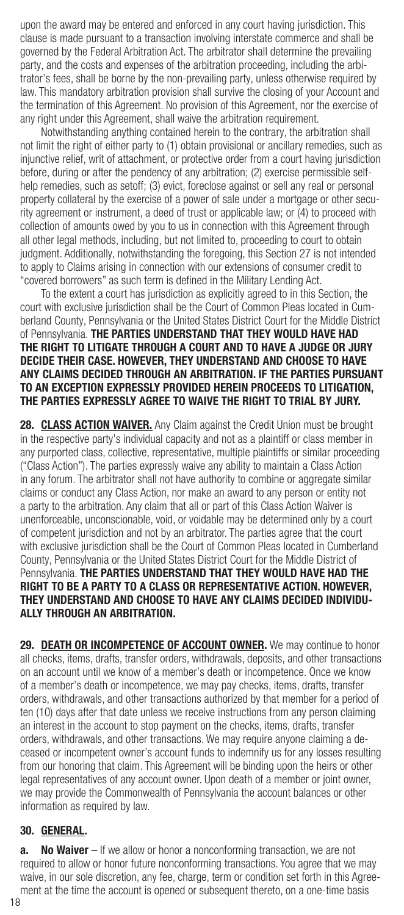upon the award may be entered and enforced in any court having jurisdiction. This clause is made pursuant to a transaction involving interstate commerce and shall be governed by the Federal Arbitration Act. The arbitrator shall determine the prevailing party, and the costs and expenses of the arbitration proceeding, including the arbitrator's fees, shall be borne by the non-prevailing party, unless otherwise required by law. This mandatory arbitration provision shall survive the closing of your Account and the termination of this Agreement. No provision of this Agreement, nor the exercise of any right under this Agreement, shall waive the arbitration requirement.

Notwithstanding anything contained herein to the contrary, the arbitration shall not limit the right of either party to (1) obtain provisional or ancillary remedies, such as injunctive relief, writ of attachment, or protective order from a court having jurisdiction before, during or after the pendency of any arbitration; (2) exercise permissible self-help remedies, such as setoff; (3) evict, foreclose against or sell any real or personal property collateral by the exercise of a power of sale under a mortgage or other security agreement or instrument, a deed of trust or applicable law; or (4) to proceed with collection of amounts owed by you to us in connection with this Agreement through all other legal methods, including, but not limited to, proceeding to court to obtain judgment. Additionally, notwithstanding the foregoing, this Section 27 is not intended to apply to Claims arising in connection with our extensions of consumer credit to "covered borrowers" as such term is defined in the Military Lending Act.

To the extent a court has jurisdiction as explicitly agreed to in this Section, the court with exclusive jurisdiction shall be the Court of Common Pleas located in Cumberland County, Pennsylvania or the United States District Court for the Middle District of Pennsylvania. **THE PARTIES UNDERSTAND THAT THEY WOULD HAVE HAD THE RIGHT TO LITIGATE THROUGH A COURT AND TO HAVE A JUDGE OR JURY DECIDE THEIR CASE. HOWEVER, THEY UNDERSTAND AND CHOOSE TO HAVE ANY CLAIMS DECIDED THROUGH AN ARBITRATION. IF THE PARTIES PURSUANT TO AN EXCEPTION EXPRESSLY PROVIDED HEREIN PROCEEDS TO LITIGATION, THE PARTIES EXPRESSLY AGREE TO WAIVE THE RIGHT TO TRIAL BY JURY.**

**28. CLASS ACTION WAIVER.** Any Claim against the Credit Union must be brought in the respective party's individual capacity and not as a plaintiff or class member in any purported class, collective, representative, multiple plaintiffs or similar proceeding ("Class Action"). The parties expressly waive any ability to maintain a Class Action in any forum. The arbitrator shall not have authority to combine or aggregate similar claims or conduct any Class Action, nor make an award to any person or entity not a party to the arbitration. Any claim that all or part of this Class Action Waiver is unenforceable, unconscionable, void, or voidable may be determined only by a court of competent jurisdiction and not by an arbitrator. The parties agree that the court with exclusive jurisdiction shall be the Court of Common Pleas located in Cumberland County, Pennsylvania or the United States District Court for the Middle District of Pennsylvania. **THE PARTIES UNDERSTAND THAT THEY WOULD HAVE HAD THE RIGHT TO BE A PARTY TO A CLASS OR REPRESENTATIVE ACTION. HOWEVER, THEY UNDERSTAND AND CHOOSE TO HAVE ANY CLAIMS DECIDED INDIVIDUALLY THROUGH AN ARBITRATION.**

**29. DEATH OR INCOMPETENCE OF ACCOUNT OWNER.** We may continue to honor all checks, items, drafts, transfer orders, withdrawals, deposits, and other transactions on an account until we know of a member's death or incompetence. Once we know of a member's death or incompetence, we may pay checks, items, drafts, transfer orders, withdrawals, and other transactions authorized by that member for a period of ten (10) days after that date unless we receive instructions from any person claiming an interest in the account to stop payment on the checks, items, drafts, transfer orders, withdrawals, and other transactions. We may require anyone claiming a deceased or incompetent owner's account funds to indemnify us for any losses resulting from our honoring that claim. This Agreement will be binding upon the heirs or other legal representatives of any account owner. Upon death of a member or joint owner, we may provide the Commonwealth of Pennsylvania the account balances or other information as required by law.

## 30. GENERAL.

**a. No Waiver** – If we allow or honor a nonconforming transaction, we are not required to allow or honor future nonconforming transactions. You agree that we may waive, in our sole discretion, any fee, charge, term or condition set forth in this Agreement at the time the account is opened or subsequent thereto, on a one-time basis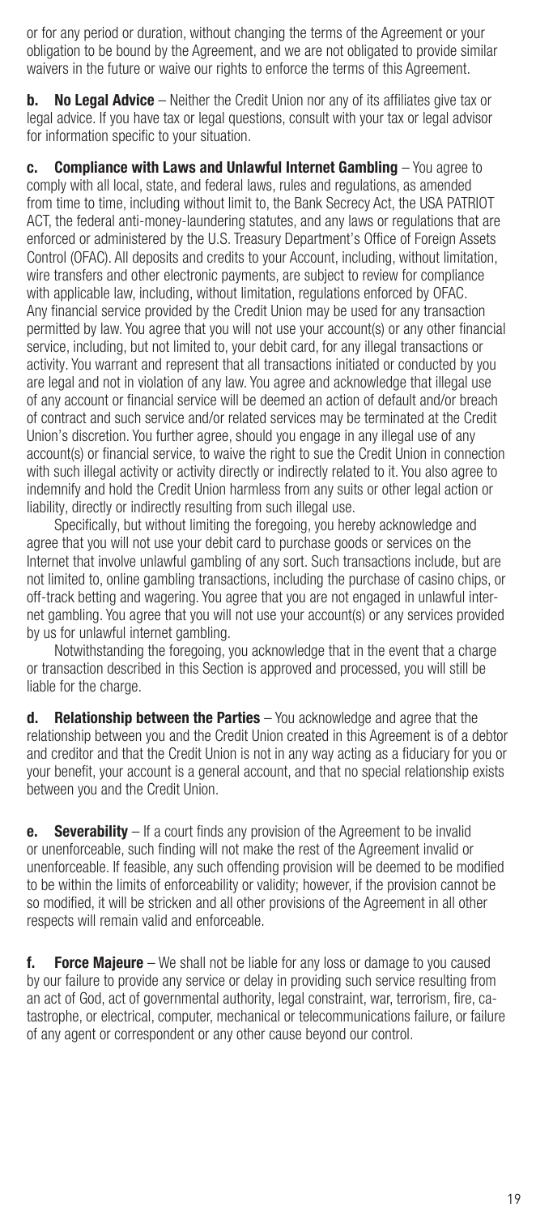or for any period or duration, without changing the terms of the Agreement or your obligation to be bound by the Agreement, and we are not obligated to provide similar waivers in the future or waive our rights to enforce the terms of this Agreement.

**b. No Legal Advice** – Neither the Credit Union nor any of its affiliates give tax or legal advice. If you have tax or legal questions, consult with your tax or legal advisor for information specific to your situation.

**c. Compliance with Laws and Unlawful Internet Gambling** – You agree to comply with all local, state, and federal laws, rules and regulations, as amended from time to time, including without limit to, the Bank Secrecy Act, the USA PATRIOT ACT, the federal anti-money-laundering statutes, and any laws or regulations that are enforced or administered by the U.S. Treasury Department's Office of Foreign Assets Control (OFAC). All deposits and credits to your Account, including, without limitation, wire transfers and other electronic payments, are subject to review for compliance with applicable law, including, without limitation, regulations enforced by OFAC. Any financial service provided by the Credit Union may be used for any transaction permitted by law. You agree that you will not use your account(s) or any other financial service, including, but not limited to, your debit card, for any illegal transactions or activity. You warrant and represent that all transactions initiated or conducted by you are legal and not in violation of any law. You agree and acknowledge that illegal use of any account or financial service will be deemed an action of default and/or breach of contract and such service and/or related services may be terminated at the Credit Union's discretion. You further agree, should you engage in any illegal use of any account(s) or financial service, to waive the right to sue the Credit Union in connection with such illegal activity or activity directly or indirectly related to it. You also agree to indemnify and hold the Credit Union harmless from any suits or other legal action or liability, directly or indirectly resulting from such illegal use.

Specifically, but without limiting the foregoing, you hereby acknowledge and agree that you will not use your debit card to purchase goods or services on the Internet that involve unlawful gambling of any sort. Such transactions include, but are not limited to, online gambling transactions, including the purchase of casino chips, or off-track betting and wagering. You agree that you are not engaged in unlawful internet gambling. You agree that you will not use your account(s) or any services provided by us for unlawful internet gambling.

Notwithstanding the foregoing, you acknowledge that in the event that a charge or transaction described in this Section is approved and processed, you will still be liable for the charge.

**d. Relationship between the Parties** – You acknowledge and agree that the relationship between you and the Credit Union created in this Agreement is of a debtor and creditor and that the Credit Union is not in any way acting as a fiduciary for you or your benefit, your account is a general account, and that no special relationship exists between you and the Credit Union.

**e. Severability** – If a court finds any provision of the Agreement to be invalid or unenforceable, such finding will not make the rest of the Agreement invalid or unenforceable. If feasible, any such offending provision will be deemed to be modified to be within the limits of enforceability or validity; however, if the provision cannot be so modified, it will be stricken and all other provisions of the Agreement in all other respects will remain valid and enforceable.

**f. Force Majeure** – We shall not be liable for any loss or damage to you caused by our failure to provide any service or delay in providing such service resulting from an act of God, act of governmental authority, legal constraint, war, terrorism, fire, catastrophe, or electrical, computer, mechanical or telecommunications failure, or failure of any agent or correspondent or any other cause beyond our control.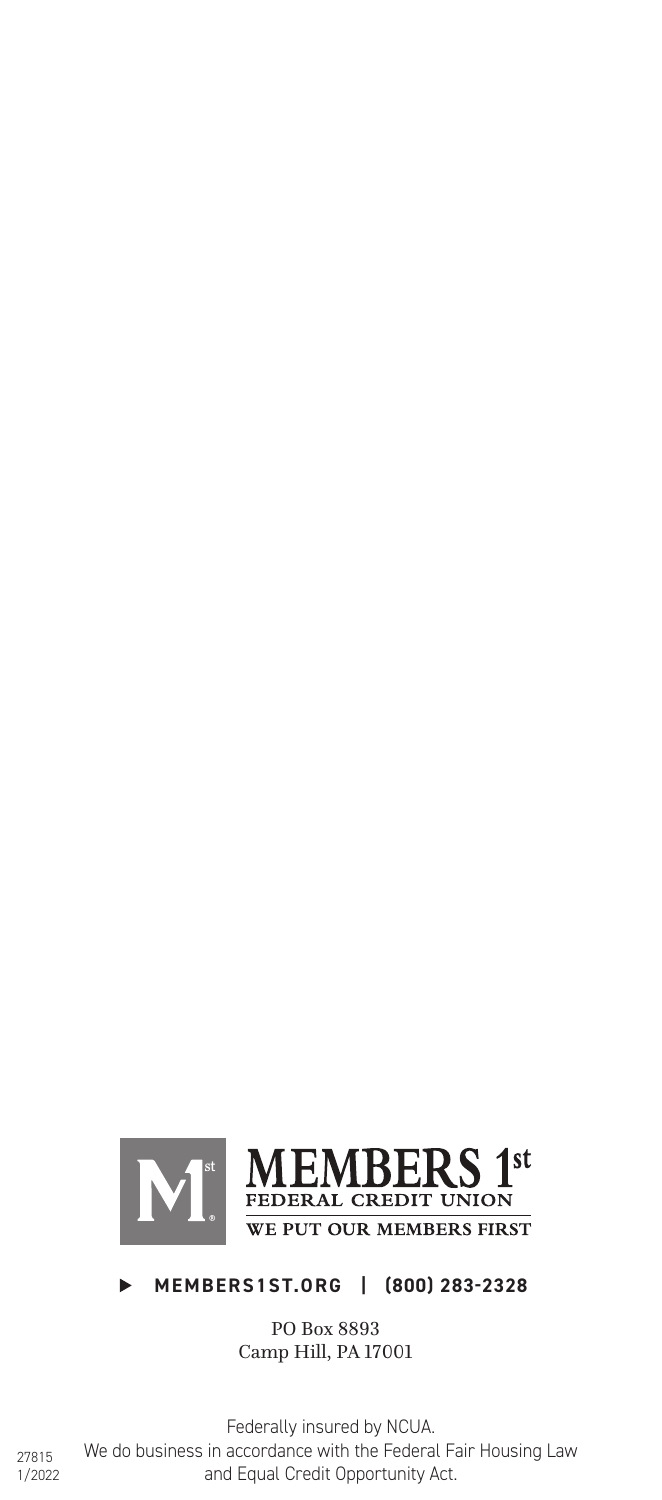MEMBERS 1st
FEDERAL CREDIT UNION
WE PUT OUR MEMBERS FIRST

**MEMBERS1ST.ORG | (800) 283-2328**

PO Box 8893
Camp Hill, PA 17001

Federally insured by NCUA.
We do business in accordance with the Federal Fair Housing Law and Equal Credit Opportunity Act.

27815
1/2022